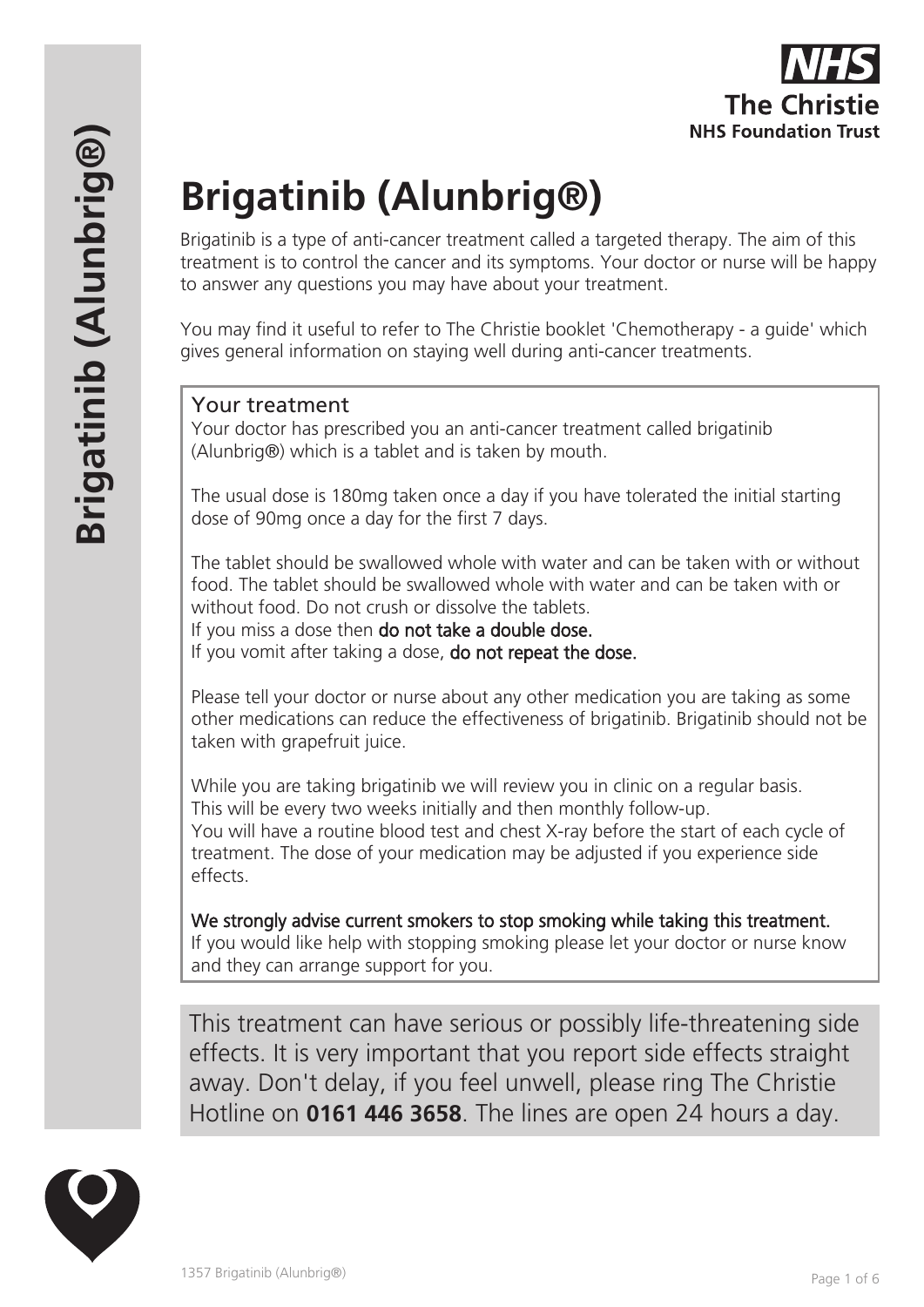NHS
The Christie
NHS Foundation Trust

# Brigatinib (Alunbrig®)

Brigatinib is a type of anti-cancer treatment called a targeted therapy. The aim of this treatment is to control the cancer and its symptoms. Your doctor or nurse will be happy to answer any questions you may have about your treatment.

You may find it useful to refer to The Christie booklet 'Chemotherapy - a guide' which gives general information on staying well during anti-cancer treatments.

## Your treatment

Your doctor has prescribed you an anti-cancer treatment called brigatinib (Alunbrig®) which is a tablet and is taken by mouth.

The usual dose is 180mg taken once a day if you have tolerated the initial starting dose of 90mg once a day for the first 7 days.

The tablet should be swallowed whole with water and can be taken with or without food. The tablet should be swallowed whole with water and can be taken with or without food. Do not crush or dissolve the tablets.
If you miss a dose then **do not take a double dose.**
If you vomit after taking a dose, **do not repeat the dose.**

Please tell your doctor or nurse about any other medication you are taking as some other medications can reduce the effectiveness of brigatinib. Brigatinib should not be taken with grapefruit juice.

While you are taking brigatinib we will review you in clinic on a regular basis.
This will be every two weeks initially and then monthly follow-up.
You will have a routine blood test and chest X-ray before the start of each cycle of treatment. The dose of your medication may be adjusted if you experience side effects.

**We strongly advise current smokers to stop smoking while taking this treatment.**
If you would like help with stopping smoking please let your doctor or nurse know and they can arrange support for you.

This treatment can have serious or possibly life-threatening side effects. It is very important that you report side effects straight away. Don't delay, if you feel unwell, please ring The Christie Hotline on **0161 446 3658**. The lines are open 24 hours a day.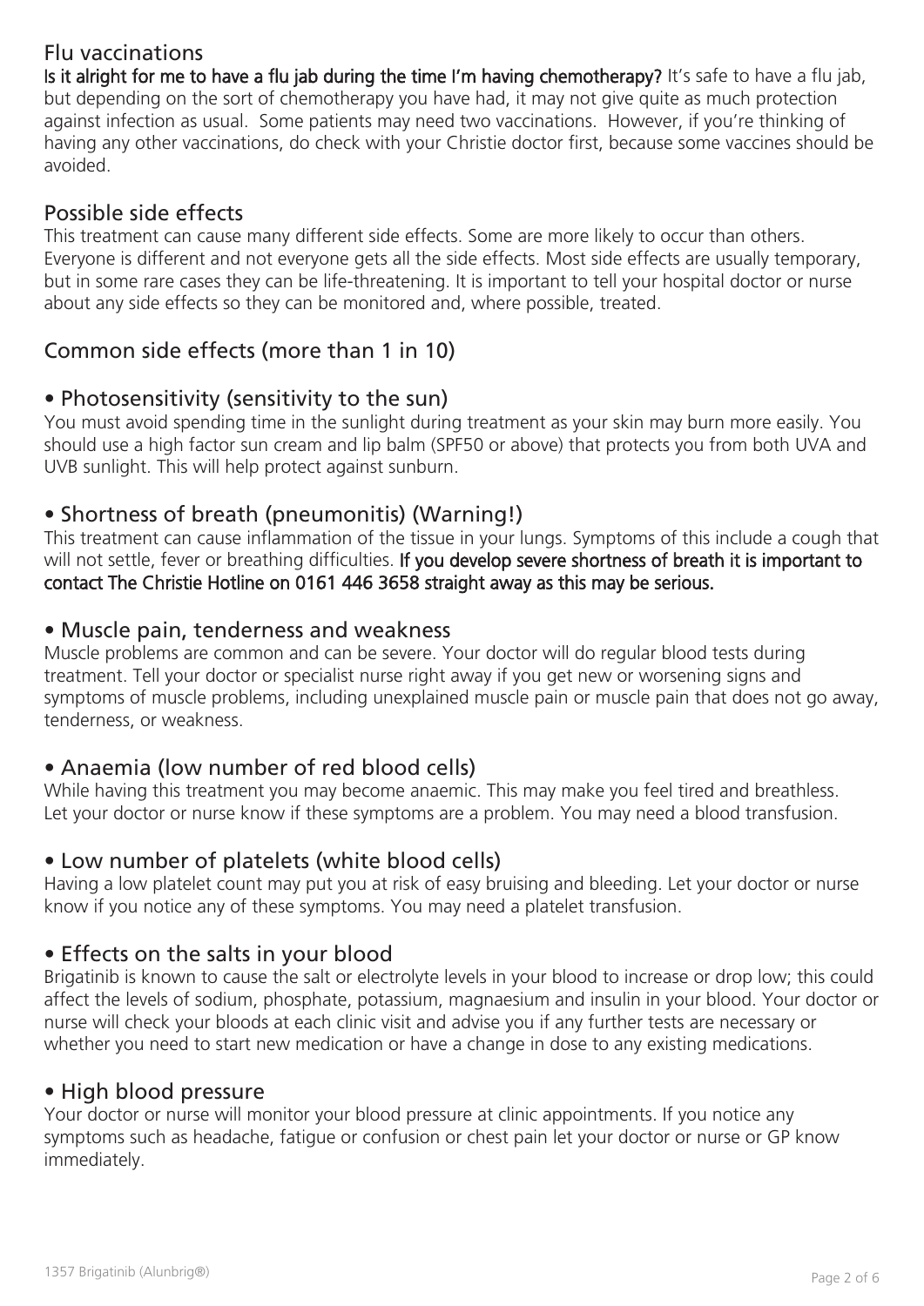## Flu vaccinations

**Is it alright for me to have a flu jab during the time I'm having chemotherapy?** It's safe to have a flu jab, but depending on the sort of chemotherapy you have had, it may not give quite as much protection against infection as usual. Some patients may need two vaccinations. However, if you're thinking of having any other vaccinations, do check with your Christie doctor first, because some vaccines should be avoided.

## Possible side effects

This treatment can cause many different side effects. Some are more likely to occur than others. Everyone is different and not everyone gets all the side effects. Most side effects are usually temporary, but in some rare cases they can be life-threatening. It is important to tell your hospital doctor or nurse about any side effects so they can be monitored and, where possible, treated.

## Common side effects (more than 1 in 10)

### • Photosensitivity (sensitivity to the sun)

You must avoid spending time in the sunlight during treatment as your skin may burn more easily. You should use a high factor sun cream and lip balm (SPF50 or above) that protects you from both UVA and UVB sunlight. This will help protect against sunburn.

### • Shortness of breath (pneumonitis) (Warning!)

This treatment can cause inflammation of the tissue in your lungs. Symptoms of this include a cough that will not settle, fever or breathing difficulties. **If you develop severe shortness of breath it is important to contact The Christie Hotline on 0161 446 3658 straight away as this may be serious.**

### • Muscle pain, tenderness and weakness

Muscle problems are common and can be severe. Your doctor will do regular blood tests during treatment. Tell your doctor or specialist nurse right away if you get new or worsening signs and symptoms of muscle problems, including unexplained muscle pain or muscle pain that does not go away, tenderness, or weakness.

### • Anaemia (low number of red blood cells)

While having this treatment you may become anaemic. This may make you feel tired and breathless. Let your doctor or nurse know if these symptoms are a problem. You may need a blood transfusion.

### • Low number of platelets (white blood cells)

Having a low platelet count may put you at risk of easy bruising and bleeding. Let your doctor or nurse know if you notice any of these symptoms. You may need a platelet transfusion.

### • Effects on the salts in your blood

Brigatinib is known to cause the salt or electrolyte levels in your blood to increase or drop low; this could affect the levels of sodium, phosphate, potassium, magnaesium and insulin in your blood. Your doctor or nurse will check your bloods at each clinic visit and advise you if any further tests are necessary or whether you need to start new medication or have a change in dose to any existing medications.

### • High blood pressure

Your doctor or nurse will monitor your blood pressure at clinic appointments. If you notice any symptoms such as headache, fatigue or confusion or chest pain let your doctor or nurse or GP know immediately.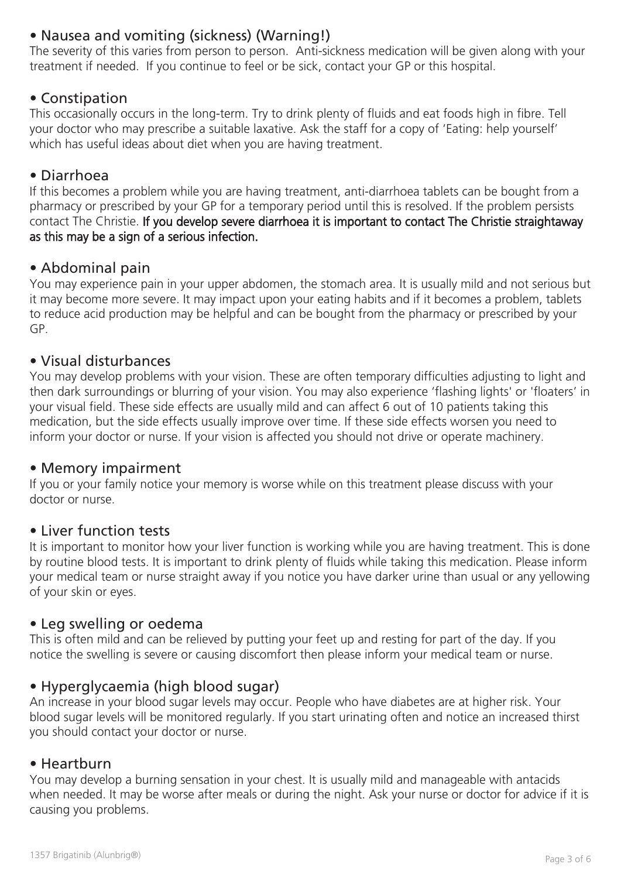## • Nausea and vomiting (sickness) (Warning!)

The severity of this varies from person to person. Anti-sickness medication will be given along with your treatment if needed. If you continue to feel or be sick, contact your GP or this hospital.

## • Constipation

This occasionally occurs in the long-term. Try to drink plenty of fluids and eat foods high in fibre. Tell your doctor who may prescribe a suitable laxative. Ask the staff for a copy of 'Eating: help yourself' which has useful ideas about diet when you are having treatment.

## • Diarrhoea

If this becomes a problem while you are having treatment, anti-diarrhoea tablets can be bought from a pharmacy or prescribed by your GP for a temporary period until this is resolved. If the problem persists contact The Christie. **If you develop severe diarrhoea it is important to contact The Christie straightaway as this may be a sign of a serious infection.**

## • Abdominal pain

You may experience pain in your upper abdomen, the stomach area. It is usually mild and not serious but it may become more severe. It may impact upon your eating habits and if it becomes a problem, tablets to reduce acid production may be helpful and can be bought from the pharmacy or prescribed by your GP.

## • Visual disturbances

You may develop problems with your vision. These are often temporary difficulties adjusting to light and then dark surroundings or blurring of your vision. You may also experience 'flashing lights' or 'floaters' in your visual field. These side effects are usually mild and can affect 6 out of 10 patients taking this medication, but the side effects usually improve over time. If these side effects worsen you need to inform your doctor or nurse. If your vision is affected you should not drive or operate machinery.

## • Memory impairment

If you or your family notice your memory is worse while on this treatment please discuss with your doctor or nurse.

## • Liver function tests

It is important to monitor how your liver function is working while you are having treatment. This is done by routine blood tests. It is important to drink plenty of fluids while taking this medication. Please inform your medical team or nurse straight away if you notice you have darker urine than usual or any yellowing of your skin or eyes.

## • Leg swelling or oedema

This is often mild and can be relieved by putting your feet up and resting for part of the day. If you notice the swelling is severe or causing discomfort then please inform your medical team or nurse.

## • Hyperglycaemia (high blood sugar)

An increase in your blood sugar levels may occur. People who have diabetes are at higher risk. Your blood sugar levels will be monitored regularly. If you start urinating often and notice an increased thirst you should contact your doctor or nurse.

## • Heartburn

You may develop a burning sensation in your chest. It is usually mild and manageable with antacids when needed. It may be worse after meals or during the night. Ask your nurse or doctor for advice if it is causing you problems.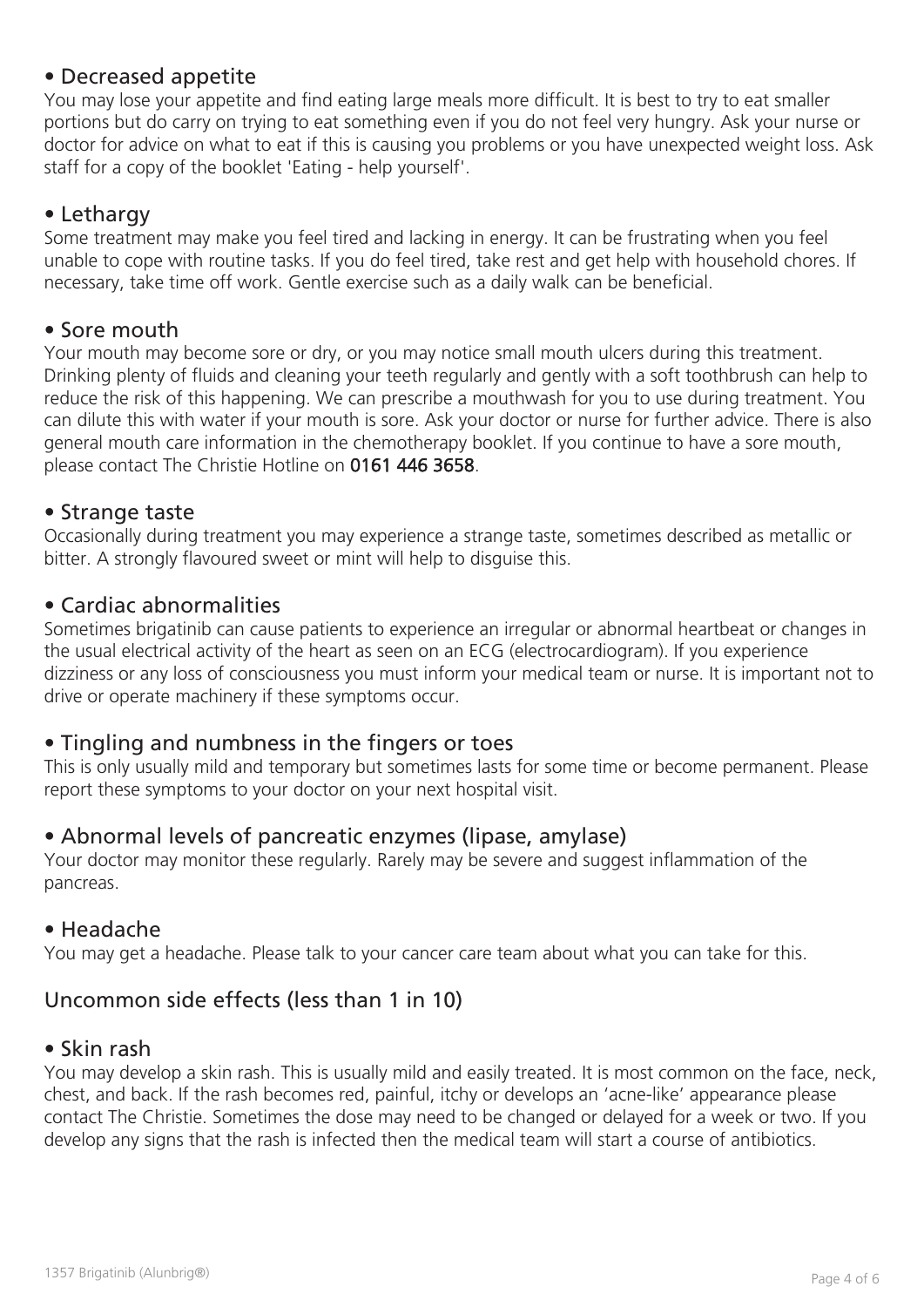### • Decreased appetite

You may lose your appetite and find eating large meals more difficult. It is best to try to eat smaller portions but do carry on trying to eat something even if you do not feel very hungry. Ask your nurse or doctor for advice on what to eat if this is causing you problems or you have unexpected weight loss. Ask staff for a copy of the booklet 'Eating - help yourself'.

### • Lethargy

Some treatment may make you feel tired and lacking in energy. It can be frustrating when you feel unable to cope with routine tasks. If you do feel tired, take rest and get help with household chores. If necessary, take time off work. Gentle exercise such as a daily walk can be beneficial.

### • Sore mouth

Your mouth may become sore or dry, or you may notice small mouth ulcers during this treatment. Drinking plenty of fluids and cleaning your teeth regularly and gently with a soft toothbrush can help to reduce the risk of this happening. We can prescribe a mouthwash for you to use during treatment. You can dilute this with water if your mouth is sore. Ask your doctor or nurse for further advice. There is also general mouth care information in the chemotherapy booklet. If you continue to have a sore mouth, please contact The Christie Hotline on **0161 446 3658**.

### • Strange taste

Occasionally during treatment you may experience a strange taste, sometimes described as metallic or bitter. A strongly flavoured sweet or mint will help to disguise this.

### • Cardiac abnormalities

Sometimes brigatinib can cause patients to experience an irregular or abnormal heartbeat or changes in the usual electrical activity of the heart as seen on an ECG (electrocardiogram). If you experience dizziness or any loss of consciousness you must inform your medical team or nurse. It is important not to drive or operate machinery if these symptoms occur.

### • Tingling and numbness in the fingers or toes

This is only usually mild and temporary but sometimes lasts for some time or become permanent. Please report these symptoms to your doctor on your next hospital visit.

### • Abnormal levels of pancreatic enzymes (lipase, amylase)

Your doctor may monitor these regularly. Rarely may be severe and suggest inflammation of the pancreas.

### • Headache

You may get a headache. Please talk to your cancer care team about what you can take for this.

## Uncommon side effects (less than 1 in 10)

### • Skin rash

You may develop a skin rash. This is usually mild and easily treated. It is most common on the face, neck, chest, and back. If the rash becomes red, painful, itchy or develops an 'acne-like' appearance please contact The Christie. Sometimes the dose may need to be changed or delayed for a week or two. If you develop any signs that the rash is infected then the medical team will start a course of antibiotics.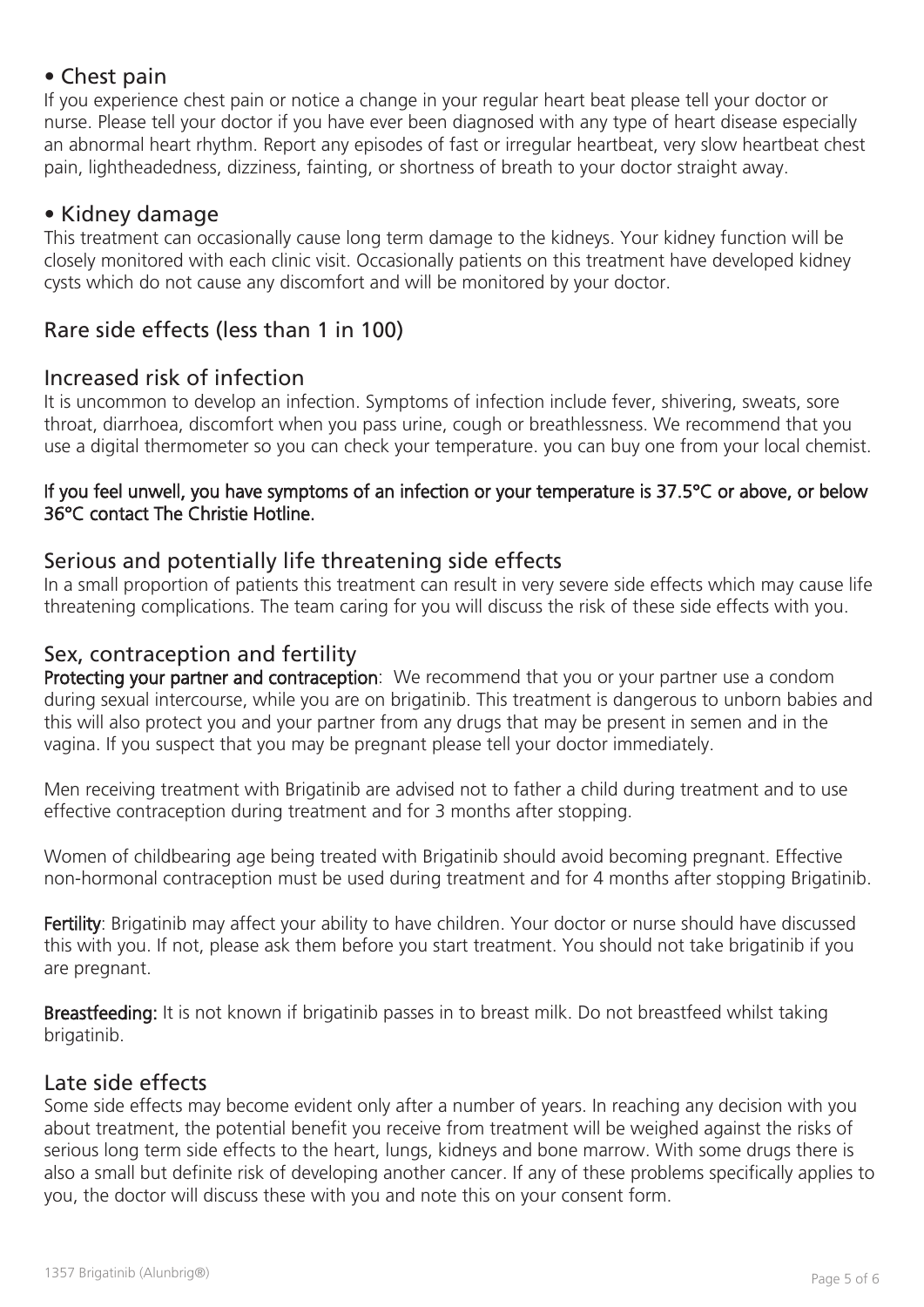## • Chest pain

If you experience chest pain or notice a change in your regular heart beat please tell your doctor or nurse. Please tell your doctor if you have ever been diagnosed with any type of heart disease especially an abnormal heart rhythm. Report any episodes of fast or irregular heartbeat, very slow heartbeat chest pain, lightheadedness, dizziness, fainting, or shortness of breath to your doctor straight away.

## • Kidney damage

This treatment can occasionally cause long term damage to the kidneys. Your kidney function will be closely monitored with each clinic visit. Occasionally patients on this treatment have developed kidney cysts which do not cause any discomfort and will be monitored by your doctor.

## Rare side effects (less than 1 in 100)

### Increased risk of infection

It is uncommon to develop an infection. Symptoms of infection include fever, shivering, sweats, sore throat, diarrhoea, discomfort when you pass urine, cough or breathlessness. We recommend that you use a digital thermometer so you can check your temperature. you can buy one from your local chemist.

**If you feel unwell, you have symptoms of an infection or your temperature is 37.5°C or above, or below 36°C contact The Christie Hotline.**

### Serious and potentially life threatening side effects

In a small proportion of patients this treatment can result in very severe side effects which may cause life threatening complications. The team caring for you will discuss the risk of these side effects with you.

### Sex, contraception and fertility

**Protecting your partner and contraception**: We recommend that you or your partner use a condom during sexual intercourse, while you are on brigatinib. This treatment is dangerous to unborn babies and this will also protect you and your partner from any drugs that may be present in semen and in the vagina. If you suspect that you may be pregnant please tell your doctor immediately.

Men receiving treatment with Brigatinib are advised not to father a child during treatment and to use effective contraception during treatment and for 3 months after stopping.

Women of childbearing age being treated with Brigatinib should avoid becoming pregnant. Effective non-hormonal contraception must be used during treatment and for 4 months after stopping Brigatinib.

**Fertility**: Brigatinib may affect your ability to have children. Your doctor or nurse should have discussed this with you. If not, please ask them before you start treatment. You should not take brigatinib if you are pregnant.

**Breastfeeding:** It is not known if brigatinib passes in to breast milk. Do not breastfeed whilst taking brigatinib.

### Late side effects

Some side effects may become evident only after a number of years. In reaching any decision with you about treatment, the potential benefit you receive from treatment will be weighed against the risks of serious long term side effects to the heart, lungs, kidneys and bone marrow. With some drugs there is also a small but definite risk of developing another cancer. If any of these problems specifically applies to you, the doctor will discuss these with you and note this on your consent form.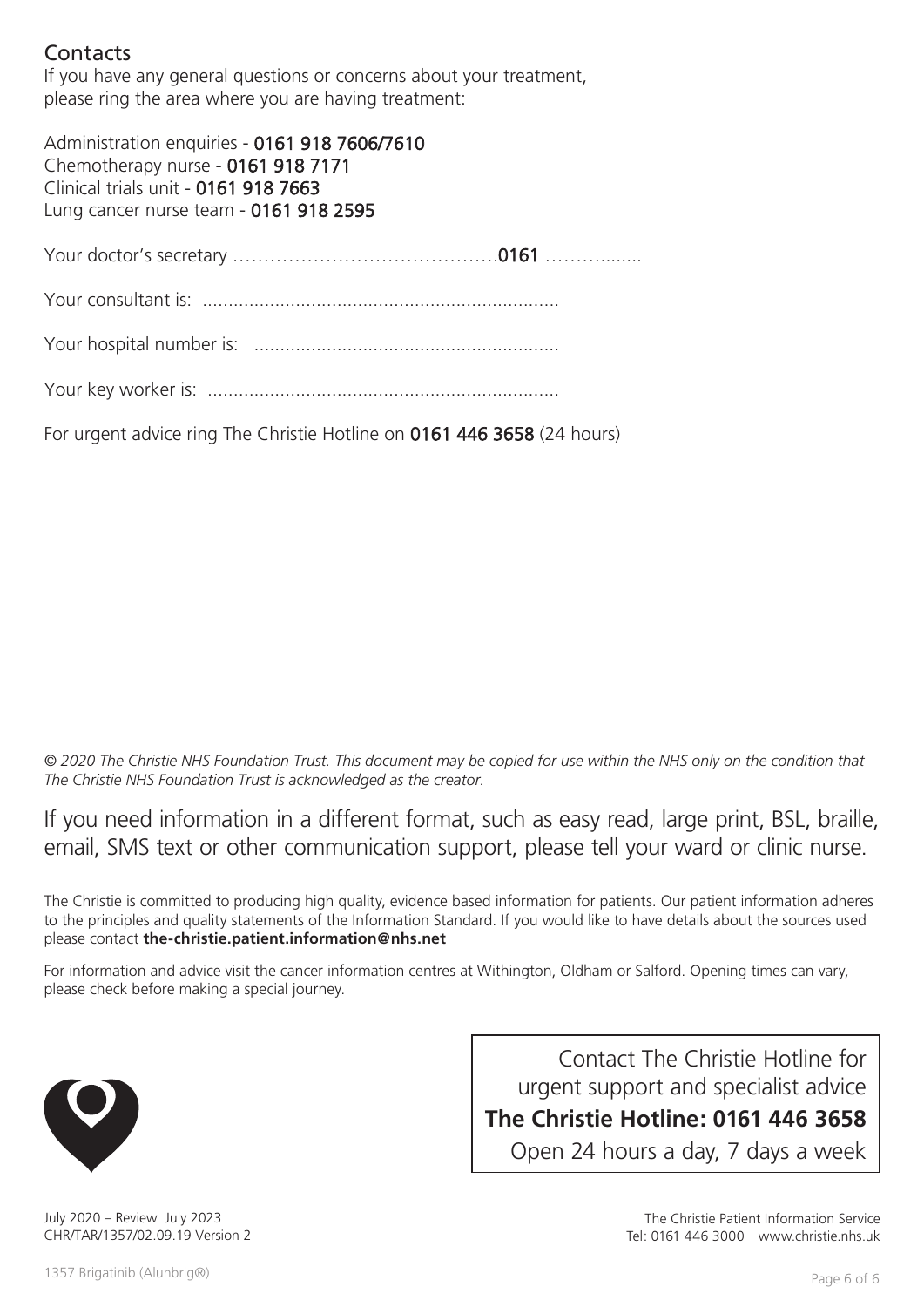## Contacts

If you have any general questions or concerns about your treatment, please ring the area where you are having treatment:

Administration enquiries - **0161 918 7606/7610**
Chemotherapy nurse - **0161 918 7171**
Clinical trials unit - **0161 918 7663**
Lung cancer nurse team - **0161 918 2595**

Your doctor's secretary …………………………………….**0161** ………........

Your consultant is: ...................................................................

Your hospital number is: ..........................................................

Your key worker is: ...................................................................

For urgent advice ring The Christie Hotline on **0161 446 3658** (24 hours)

*© 2020 The Christie NHS Foundation Trust. This document may be copied for use within the NHS only on the condition that The Christie NHS Foundation Trust is acknowledged as the creator.*

If you need information in a different format, such as easy read, large print, BSL, braille, email, SMS text or other communication support, please tell your ward or clinic nurse.

The Christie is committed to producing high quality, evidence based information for patients. Our patient information adheres to the principles and quality statements of the Information Standard. If you would like to have details about the sources used please contact **the-christie.patient.information@nhs.net**

For information and advice visit the cancer information centres at Withington, Oldham or Salford. Opening times can vary, please check before making a special journey.

Contact The Christie Hotline for urgent support and specialist advice
**The Christie Hotline: 0161 446 3658**
Open 24 hours a day, 7 days a week

July 2020 – Review July 2023
CHR/TAR/1357/02.09.19 Version 2

The Christie Patient Information Service
Tel: 0161 446 3000 www.christie.nhs.uk